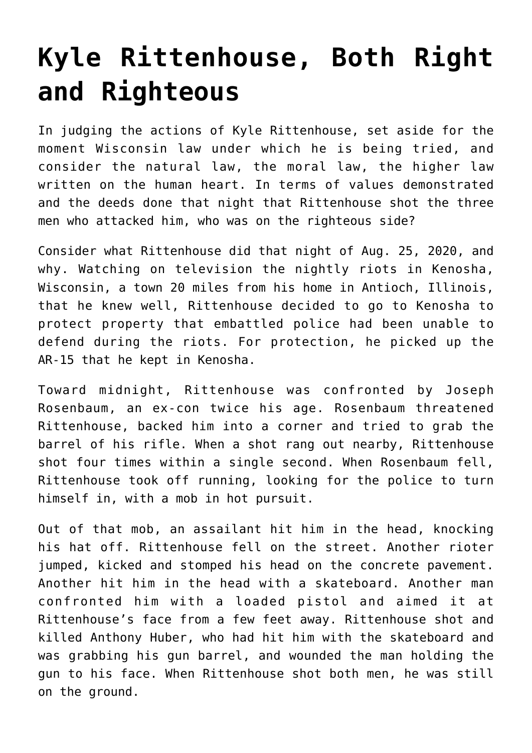# Kyle Rittenhouse, Both Right and Righteous

In judging the actions of Kyle Rittenhouse, set aside for the moment Wisconsin law under which he is being tried, and consider the natural law, the moral law, the higher law written on the human heart. In terms of values demonstrated and the deeds done that night that Rittenhouse shot the three men who attacked him, who was on the righteous side?

Consider what Rittenhouse did that night of Aug. 25, 2020, and why. Watching on television the nightly riots in Kenosha, Wisconsin, a town 20 miles from his home in Antioch, Illinois, that he knew well, Rittenhouse decided to go to Kenosha to protect property that embattled police had been unable to defend during the riots. For protection, he picked up the AR-15 that he kept in Kenosha.

Toward midnight, Rittenhouse was confronted by Joseph Rosenbaum, an ex-con twice his age. Rosenbaum threatened Rittenhouse, backed him into a corner and tried to grab the barrel of his rifle. When a shot rang out nearby, Rittenhouse shot four times within a single second. When Rosenbaum fell, Rittenhouse took off running, looking for the police to turn himself in, with a mob in hot pursuit.

Out of that mob, an assailant hit him in the head, knocking his hat off. Rittenhouse fell on the street. Another rioter jumped, kicked and stomped his head on the concrete pavement. Another hit him in the head with a skateboard. Another man confronted him with a loaded pistol and aimed it at Rittenhouse's face from a few feet away. Rittenhouse shot and killed Anthony Huber, who had hit him with the skateboard and was grabbing his gun barrel, and wounded the man holding the gun to his face. When Rittenhouse shot both men, he was still on the ground.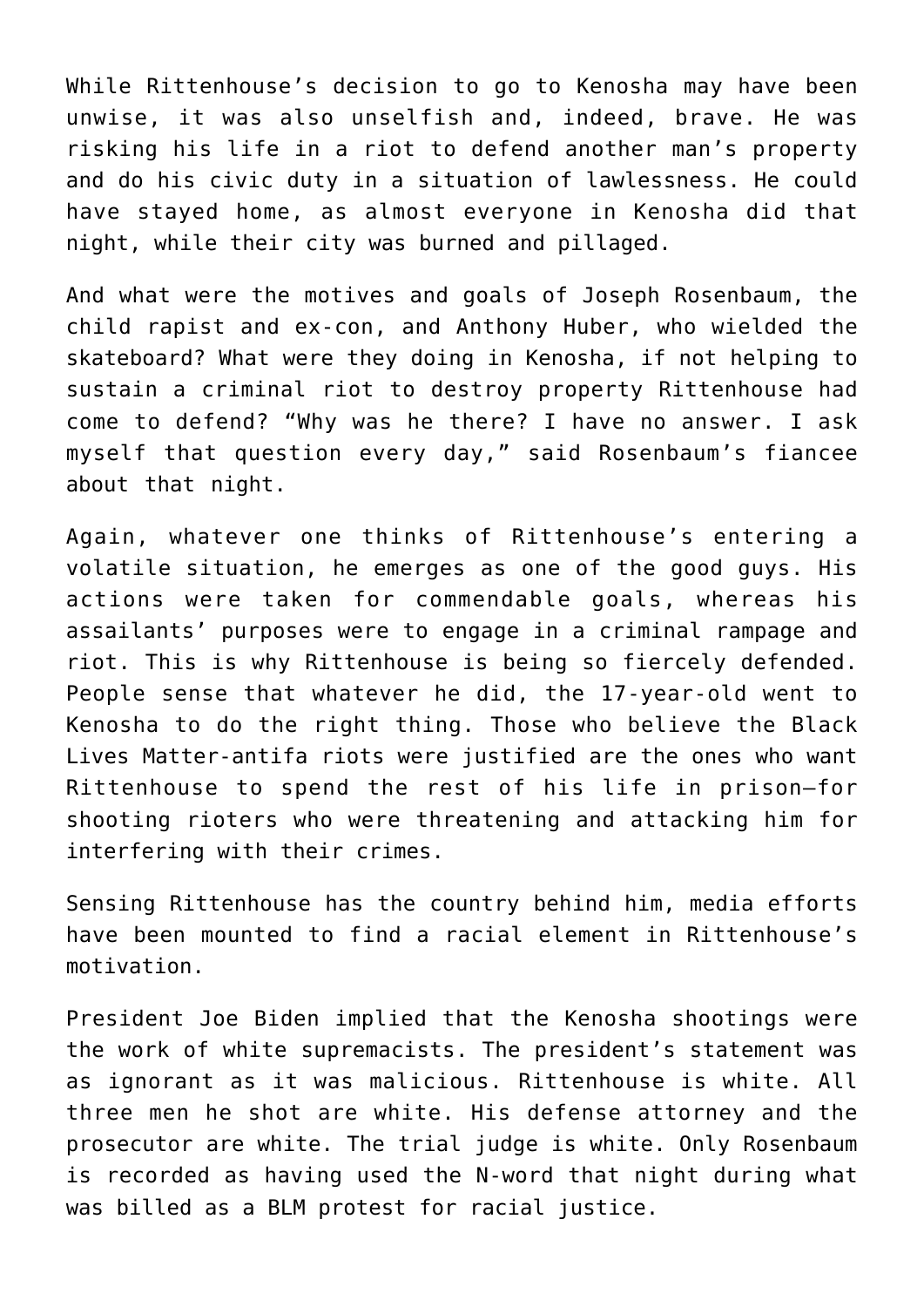While Rittenhouse's decision to go to Kenosha may have been unwise, it was also unselfish and, indeed, brave. He was risking his life in a riot to defend another man's property and do his civic duty in a situation of lawlessness. He could have stayed home, as almost everyone in Kenosha did that night, while their city was burned and pillaged.

And what were the motives and goals of Joseph Rosenbaum, the child rapist and ex-con, and Anthony Huber, who wielded the skateboard? What were they doing in Kenosha, if not helping to sustain a criminal riot to destroy property Rittenhouse had come to defend? "Why was he there? I have no answer. I ask myself that question every day," said Rosenbaum's fiancee about that night.

Again, whatever one thinks of Rittenhouse's entering a volatile situation, he emerges as one of the good guys. His actions were taken for commendable goals, whereas his assailants' purposes were to engage in a criminal rampage and riot. This is why Rittenhouse is being so fiercely defended. People sense that whatever he did, the 17-year-old went to Kenosha to do the right thing. Those who believe the Black Lives Matter-antifa riots were justified are the ones who want Rittenhouse to spend the rest of his life in prison—for shooting rioters who were threatening and attacking him for interfering with their crimes.

Sensing Rittenhouse has the country behind him, media efforts have been mounted to find a racial element in Rittenhouse's motivation.

President Joe Biden implied that the Kenosha shootings were the work of white supremacists. The president's statement was as ignorant as it was malicious. Rittenhouse is white. All three men he shot are white. His defense attorney and the prosecutor are white. The trial judge is white. Only Rosenbaum is recorded as having used the N-word that night during what was billed as a BLM protest for racial justice.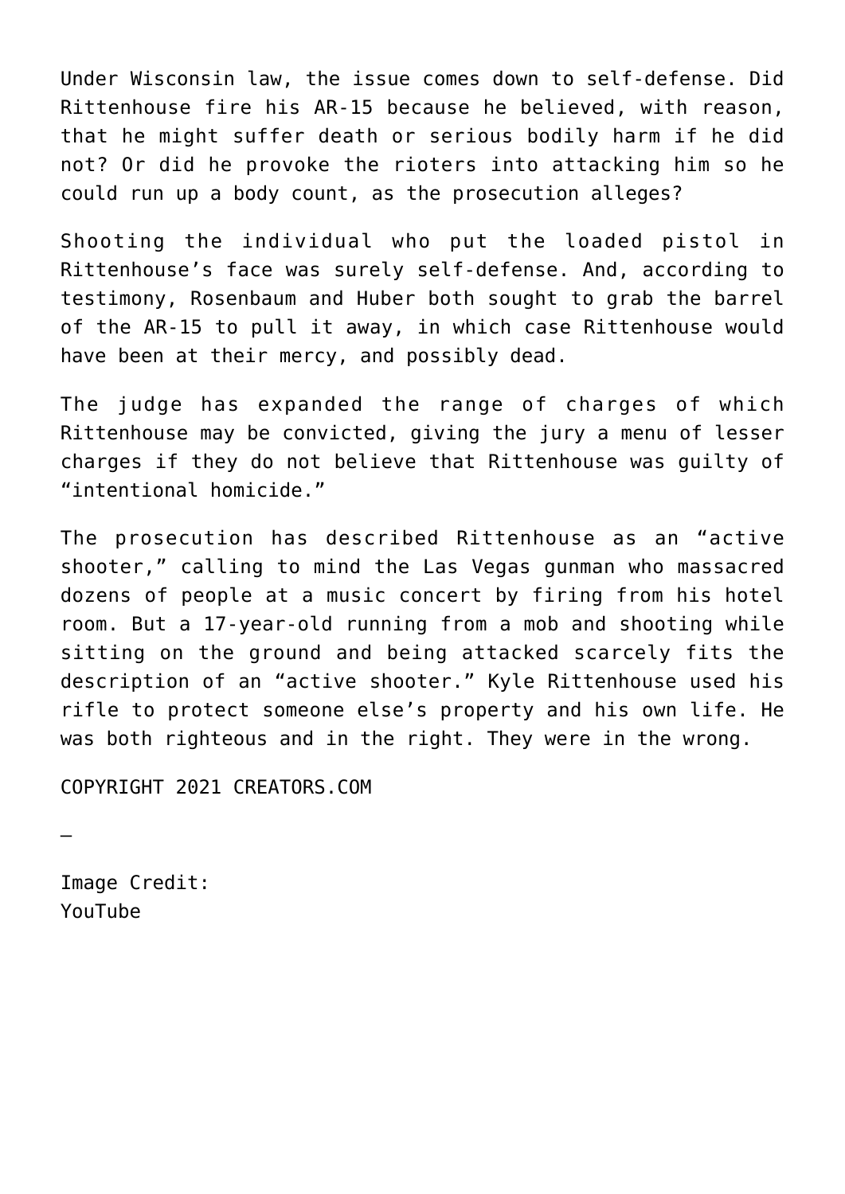Under Wisconsin law, the issue comes down to self-defense. Did Rittenhouse fire his AR-15 because he believed, with reason, that he might suffer death or serious bodily harm if he did not? Or did he provoke the rioters into attacking him so he could run up a body count, as the prosecution alleges?

Shooting the individual who put the loaded pistol in Rittenhouse's face was surely self-defense. And, according to testimony, Rosenbaum and Huber both sought to grab the barrel of the AR-15 to pull it away, in which case Rittenhouse would have been at their mercy, and possibly dead.

The judge has expanded the range of charges of which Rittenhouse may be convicted, giving the jury a menu of lesser charges if they do not believe that Rittenhouse was guilty of "intentional homicide."

The prosecution has described Rittenhouse as an "active shooter," calling to mind the Las Vegas gunman who massacred dozens of people at a music concert by firing from his hotel room. But a 17-year-old running from a mob and shooting while sitting on the ground and being attacked scarcely fits the description of an "active shooter." Kyle Rittenhouse used his rifle to protect someone else's property and his own life. He was both righteous and in the right. They were in the wrong.

COPYRIGHT 2021 CREATORS.COM

—

Image Credit:
YouTube